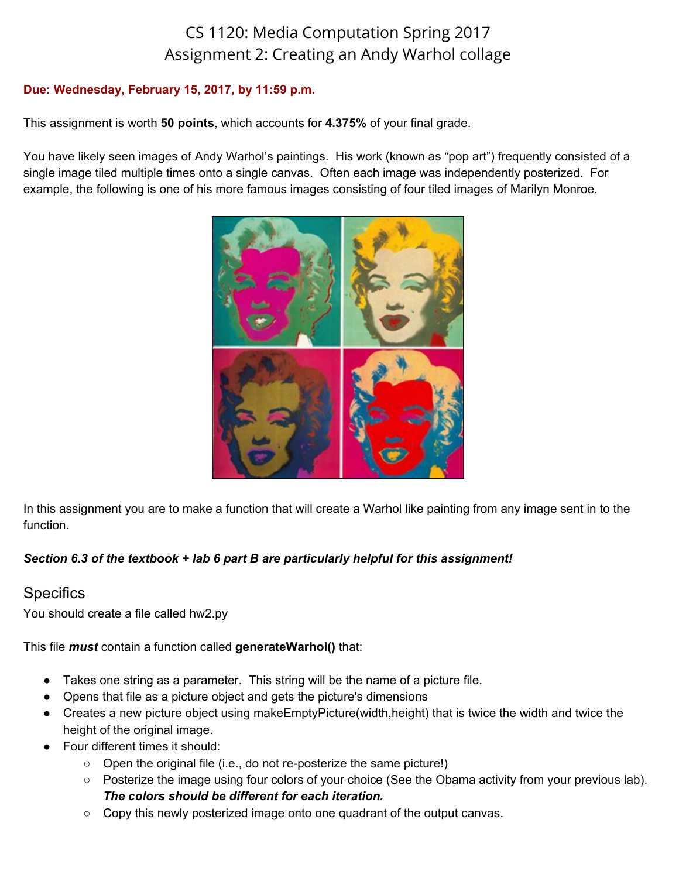# CS 1120: Media Computation Spring 2017
# Assignment 2: Creating an Andy Warhol collage

**Due: Wednesday, February 15, 2017, by 11:59 p.m.**

This assignment is worth **50 points**, which accounts for **4.375%** of your final grade.

You have likely seen images of Andy Warhol's paintings. His work (known as "pop art") frequently consisted of a single image tiled multiple times onto a single canvas. Often each image was independently posterized. For example, the following is one of his more famous images consisting of four tiled images of Marilyn Monroe.

In this assignment you are to make a function that will create a Warhol like painting from any image sent in to the function.

***Section 6.3 of the textbook + lab 6 part B are particularly helpful for this assignment!***

## Specifics

You should create a file called hw2.py

This file ***must*** contain a function called **generateWarhol()** that:

- Takes one string as a parameter. This string will be the name of a picture file.
- Opens that file as a picture object and gets the picture's dimensions
- Creates a new picture object using makeEmptyPicture(width,height) that is twice the width and twice the height of the original image.
- Four different times it should:
  - Open the original file (i.e., do not re-posterize the same picture!)
  - Posterize the image using four colors of your choice (See the Obama activity from your previous lab). ***The colors should be different for each iteration.***
  - Copy this newly posterized image onto one quadrant of the output canvas.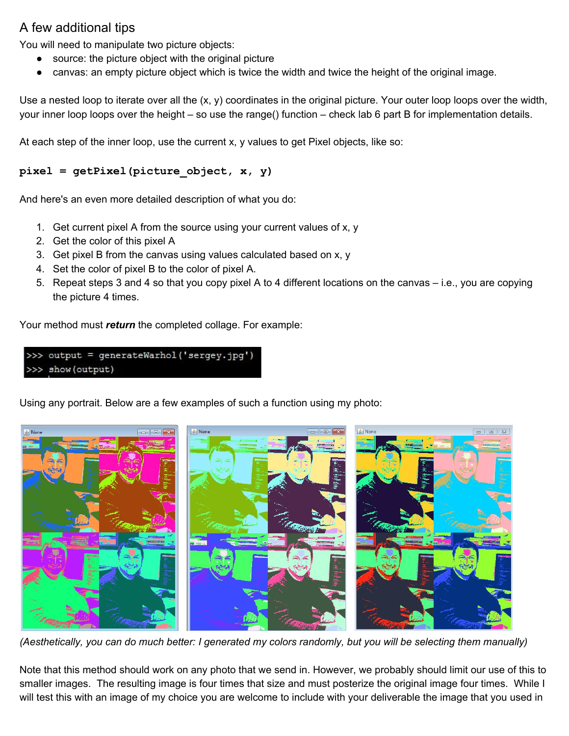## A few additional tips

You will need to manipulate two picture objects:

- source: the picture object with the original picture
- canvas: an empty picture object which is twice the width and twice the height of the original image.

Use a nested loop to iterate over all the (x, y) coordinates in the original picture. Your outer loop loops over the width, your inner loop loops over the height – so use the range() function – check lab 6 part B for implementation details.

At each step of the inner loop, use the current x, y values to get Pixel objects, like so:

```
pixel = getPixel(picture_object, x, y)
```

And here's an even more detailed description of what you do:

1. Get current pixel A from the source using your current values of x, y
2. Get the color of this pixel A
3. Get pixel B from the canvas using values calculated based on x, y
4. Set the color of pixel B to the color of pixel A.
5. Repeat steps 3 and 4 so that you copy pixel A to 4 different locations on the canvas – i.e., you are copying the picture 4 times.

Your method must ***return*** the completed collage. For example:

```
>>> output = generateWarhol('sergey.jpg')
>>> show(output)
```

Using any portrait. Below are a few examples of such a function using my photo:

*(Aesthetically, you can do much better: I generated my colors randomly, but you will be selecting them manually)*

Note that this method should work on any photo that we send in. However, we probably should limit our use of this to smaller images. The resulting image is four times that size and must posterize the original image four times. While I will test this with an image of my choice you are welcome to include with your deliverable the image that you used in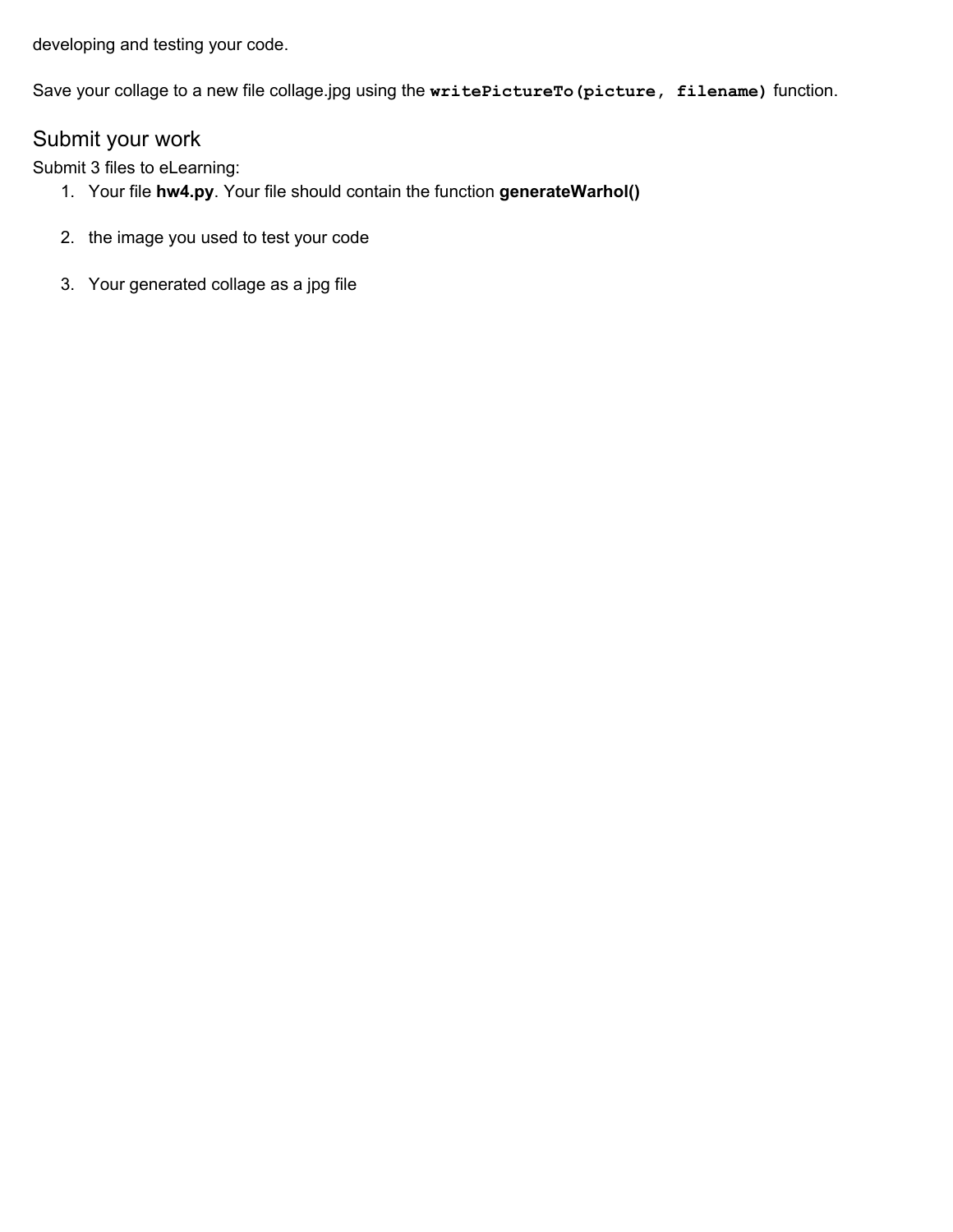developing and testing your code.

Save your collage to a new file collage.jpg using the `writePictureTo(picture, filename)` function.

## Submit your work

Submit 3 files to eLearning:

1. Your file **hw4.py**. Your file should contain the function **generateWarhol()**

2. the image you used to test your code

3. Your generated collage as a jpg file